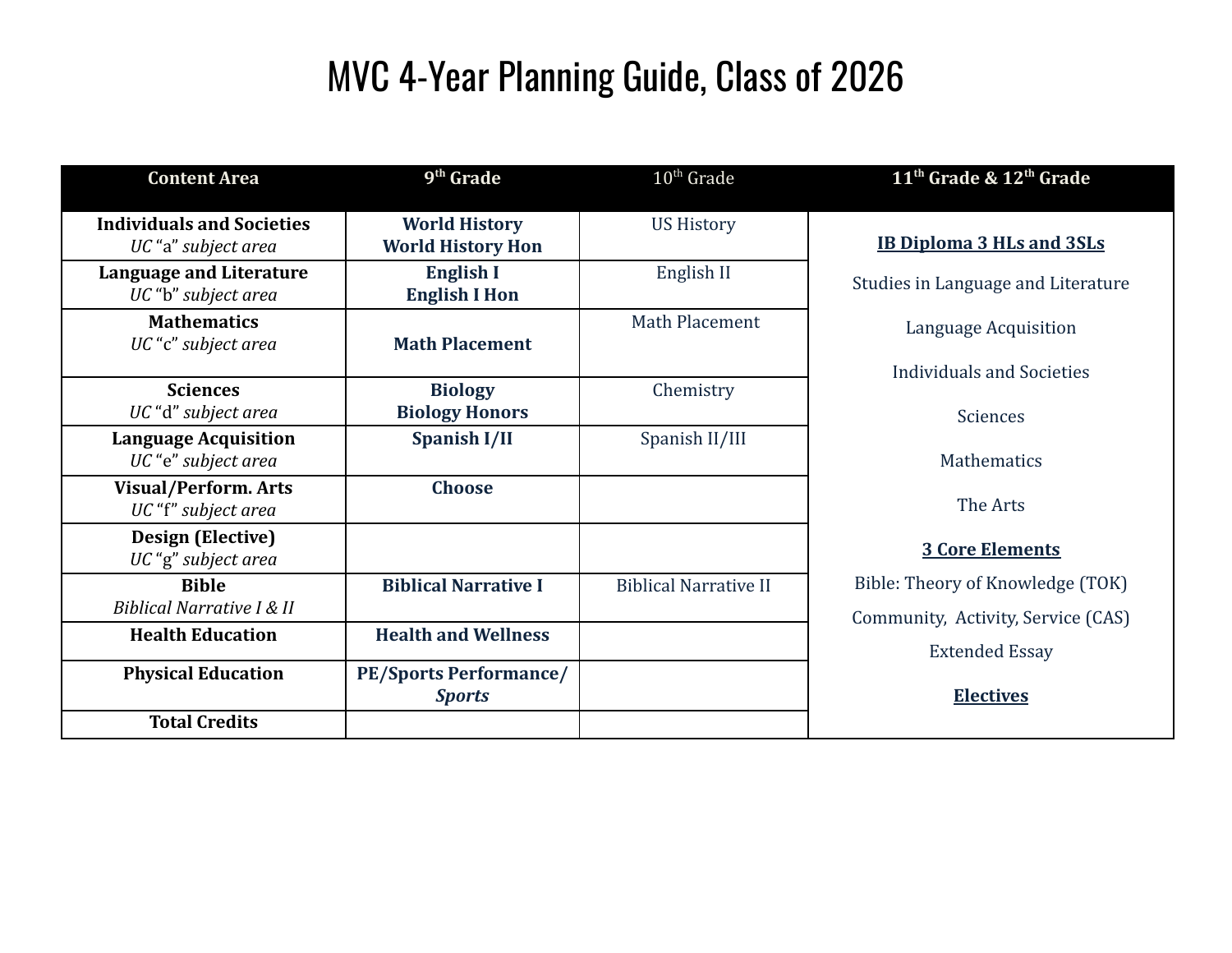# MVC 4-Year Planning Guide, Class of 2026

| Content Area | 9th Grade | 10th Grade | 11th Grade & 12th Grade |
|---|---|---|---|
| **Individuals and Societies**<br>*UC "a" subject area* | **World History**<br>**World History Hon** | US History | **IB Diploma 3 HLs and 3SLs**<br>Studies in Language and Literature<br>Language Acquisition<br>Individuals and Societies<br>Sciences<br>Mathematics<br>The Arts<br>**3 Core Elements**<br>Bible: Theory of Knowledge (TOK)<br>Community, Activity, Service (CAS)<br>Extended Essay<br>**Electives** |
| **Language and Literature**<br>*UC "b" subject area* | **English I**<br>**English I Hon** | English II | |
| **Mathematics**<br>*UC "c" subject area* | **Math Placement** | Math Placement | |
| **Sciences**<br>*UC "d" subject area* | **Biology**<br>**Biology Honors** | Chemistry | |
| **Language Acquisition**<br>*UC "e" subject area* | **Spanish I/II** | Spanish II/III | |
| **Visual/Perform. Arts**<br>*UC "f" subject area* | **Choose** | | |
| **Design (Elective)**<br>*UC "g" subject area* | | | |
| **Bible**<br>*Biblical Narrative I & II* | **Biblical Narrative I** | Biblical Narrative II | |
| **Health Education** | **Health and Wellness** | | |
| **Physical Education** | **PE/Sports Performance/** ***Sports*** | | |
| **Total Credits** | | | |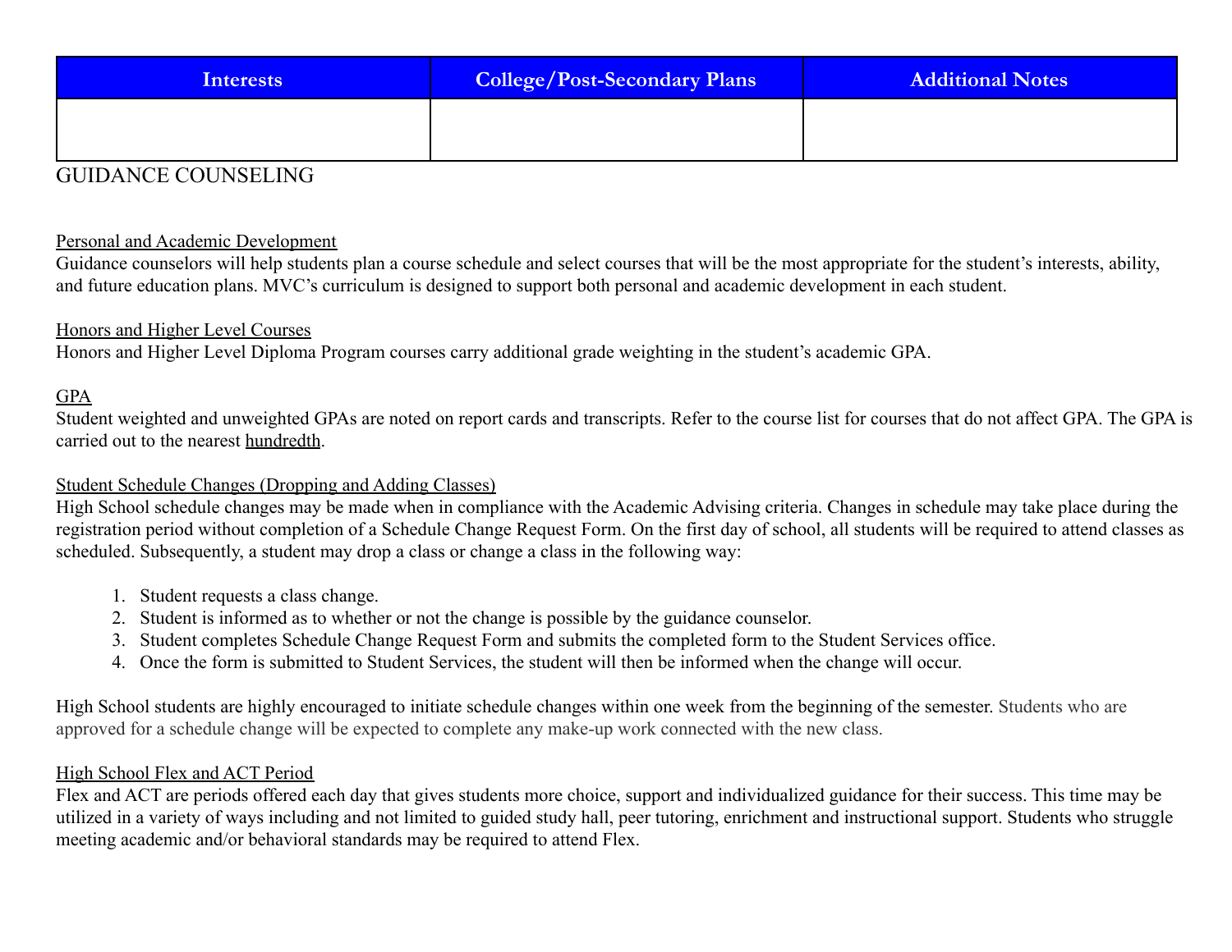| Interests | College/Post-Secondary Plans | Additional Notes |
| --- | --- | --- |
| | | |

GUIDANCE COUNSELING

Personal and Academic Development

Guidance counselors will help students plan a course schedule and select courses that will be the most appropriate for the student's interests, ability, and future education plans. MVC's curriculum is designed to support both personal and academic development in each student.

Honors and Higher Level Courses

Honors and Higher Level Diploma Program courses carry additional grade weighting in the student's academic GPA.

GPA

Student weighted and unweighted GPAs are noted on report cards and transcripts. Refer to the course list for courses that do not affect GPA. The GPA is carried out to the nearest hundredth.

Student Schedule Changes (Dropping and Adding Classes)

High School schedule changes may be made when in compliance with the Academic Advising criteria. Changes in schedule may take place during the registration period without completion of a Schedule Change Request Form. On the first day of school, all students will be required to attend classes as scheduled. Subsequently, a student may drop a class or change a class in the following way:

1. Student requests a class change.
2. Student is informed as to whether or not the change is possible by the guidance counselor.
3. Student completes Schedule Change Request Form and submits the completed form to the Student Services office.
4. Once the form is submitted to Student Services, the student will then be informed when the change will occur.

High School students are highly encouraged to initiate schedule changes within one week from the beginning of the semester. Students who are approved for a schedule change will be expected to complete any make-up work connected with the new class.

High School Flex and ACT Period

Flex and ACT are periods offered each day that gives students more choice, support and individualized guidance for their success. This time may be utilized in a variety of ways including and not limited to guided study hall, peer tutoring, enrichment and instructional support. Students who struggle meeting academic and/or behavioral standards may be required to attend Flex.